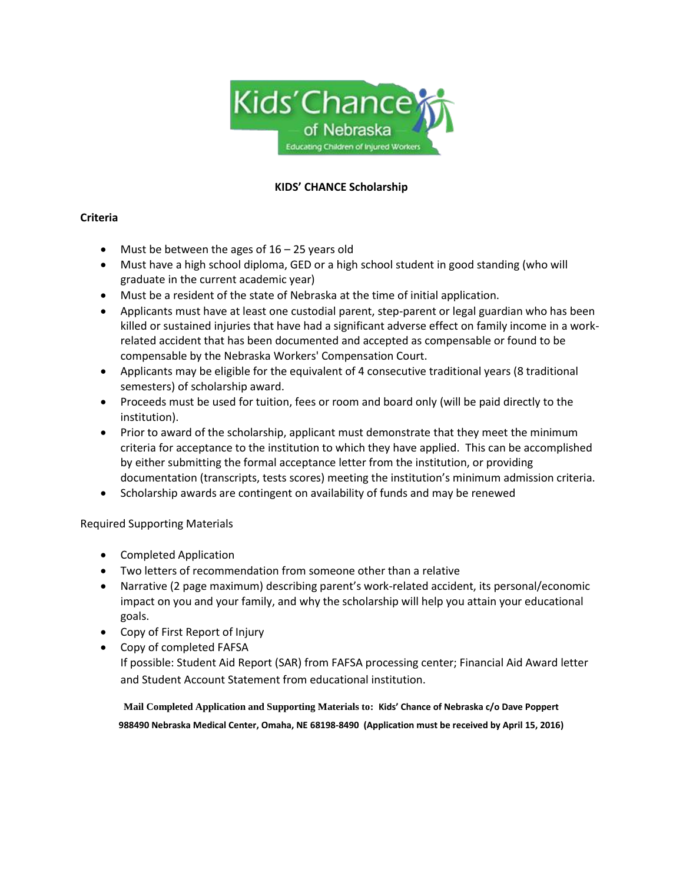Kids' Chance of Nebraska

Educating Children of Injured Workers

**KIDS' CHANCE Scholarship**

**Criteria**

- Must be between the ages of 16 – 25 years old
- Must have a high school diploma, GED or a high school student in good standing (who will graduate in the current academic year)
- Must be a resident of the state of Nebraska at the time of initial application.
- Applicants must have at least one custodial parent, step-parent or legal guardian who has been killed or sustained injuries that have had a significant adverse effect on family income in a work-related accident that has been documented and accepted as compensable or found to be compensable by the Nebraska Workers' Compensation Court.
- Applicants may be eligible for the equivalent of 4 consecutive traditional years (8 traditional semesters) of scholarship award.
- Proceeds must be used for tuition, fees or room and board only (will be paid directly to the institution).
- Prior to award of the scholarship, applicant must demonstrate that they meet the minimum criteria for acceptance to the institution to which they have applied. This can be accomplished by either submitting the formal acceptance letter from the institution, or providing documentation (transcripts, tests scores) meeting the institution's minimum admission criteria.
- Scholarship awards are contingent on availability of funds and may be renewed

Required Supporting Materials

- Completed Application
- Two letters of recommendation from someone other than a relative
- Narrative (2 page maximum) describing parent's work-related accident, its personal/economic impact on you and your family, and why the scholarship will help you attain your educational goals.
- Copy of First Report of Injury
- Copy of completed FAFSA
  If possible: Student Aid Report (SAR) from FAFSA processing center; Financial Aid Award letter and Student Account Statement from educational institution.

**Mail Completed Application and Supporting Materials to: Kids' Chance of Nebraska c/o Dave Poppert 988490 Nebraska Medical Center, Omaha, NE 68198-8490 (Application must be received by April 15, 2016)**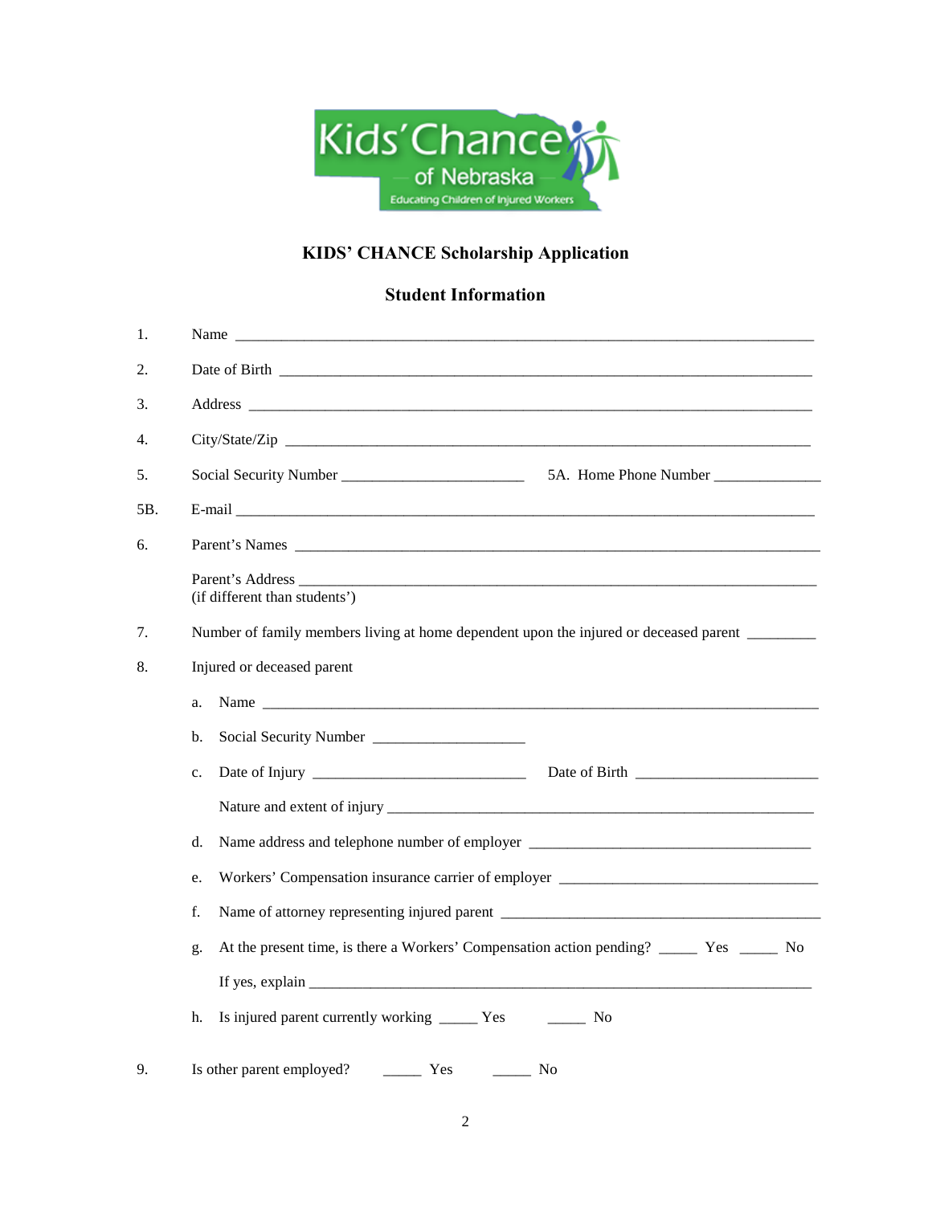# KIDS' CHANCE Scholarship Application

## Student Information

1. Name ___________________________________________________________________________

2. Date of Birth _____________________________________________________________________

3. Address ________________________________________________________________________

4. City/State/Zip ____________________________________________________________________

5. Social Security Number ________________________ 5A. Home Phone Number ______________

5B. E-mail ________________________________________________________________________

6. Parent's Names ___________________________________________________________________

   Parent's Address ___________________________________________________________________
   (if different than students')

7. Number of family members living at home dependent upon the injured or deceased parent _________

8. Injured or deceased parent

   a. Name ________________________________________________________________________

   b. Social Security Number ____________________

   c. Date of Injury ____________________________ Date of Birth ________________________

      Nature and extent of injury _________________________________________________________

   d. Name address and telephone number of employer _____________________________________

   e. Workers' Compensation insurance carrier of employer __________________________________

   f. Name of attorney representing injured parent __________________________________________

   g. At the present time, is there a Workers' Compensation action pending? _____ Yes _____ No

      If yes, explain _____________________________________________________________________

   h. Is injured parent currently working _____ Yes _____ No

9. Is other parent employed? _____ Yes _____ No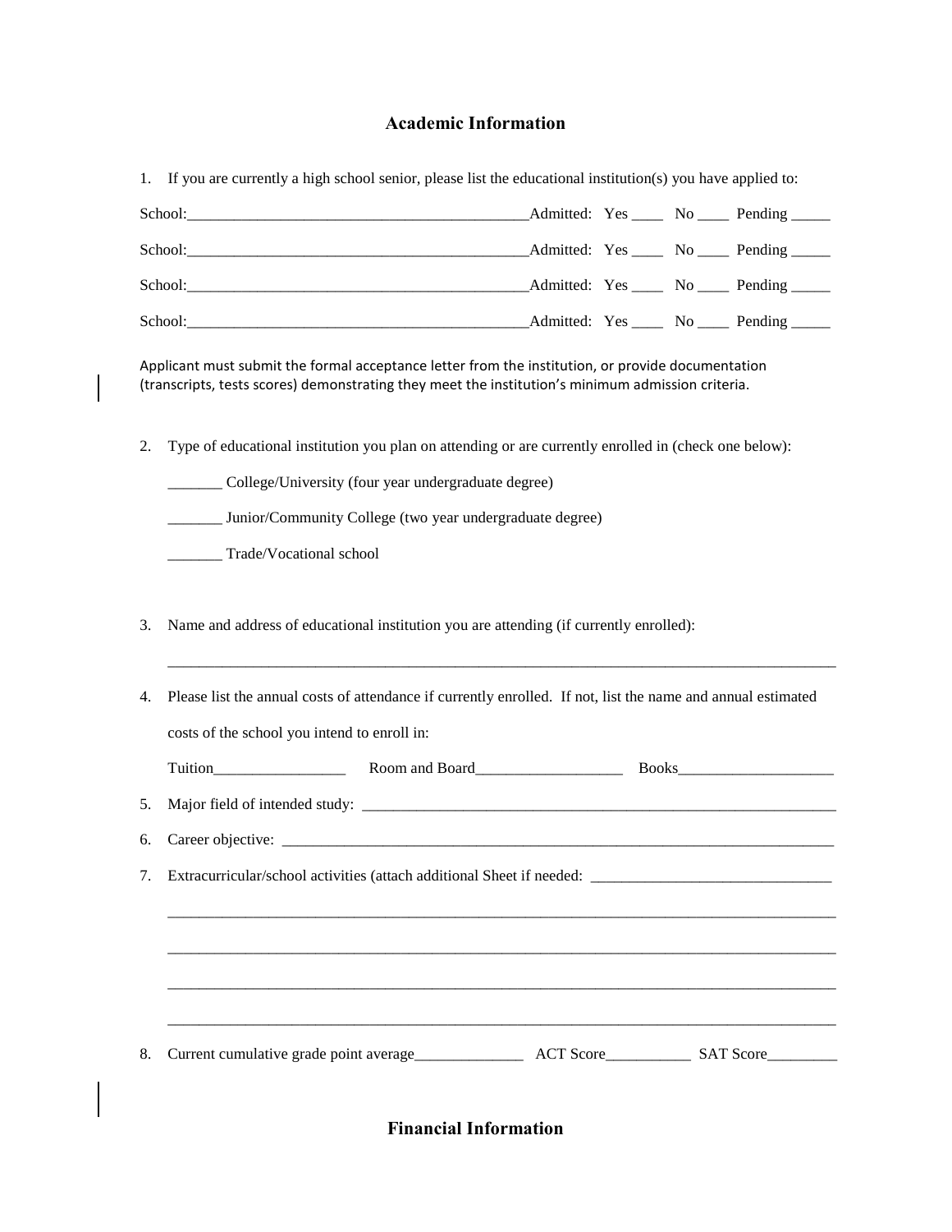## Academic Information

1. If you are currently a high school senior, please list the educational institution(s) you have applied to:

School:____________________________________________Admitted: Yes ____ No ____ Pending _____

School:____________________________________________Admitted: Yes ____ No ____ Pending _____

School:____________________________________________Admitted: Yes ____ No ____ Pending _____

School:____________________________________________Admitted: Yes ____ No ____ Pending _____

Applicant must submit the formal acceptance letter from the institution, or provide documentation (transcripts, tests scores) demonstrating they meet the institution's minimum admission criteria.

2. Type of educational institution you plan on attending or are currently enrolled in (check one below):

   _______ College/University (four year undergraduate degree)

   _______ Junior/Community College (two year undergraduate degree)

   _______ Trade/Vocational school

3. Name and address of educational institution you are attending (if currently enrolled):

   _____________________________________________________________________________________

4. Please list the annual costs of attendance if currently enrolled. If not, list the name and annual estimated costs of the school you intend to enroll in:

   Tuition_________________ Room and Board___________________ Books____________________

5. Major field of intended study: _______________________________________________________________

6. Career objective: _________________________________________________________________________

7. Extracurricular/school activities (attach additional Sheet if needed: ______________________________

   _____________________________________________________________________________________

   _____________________________________________________________________________________

   _____________________________________________________________________________________

   _____________________________________________________________________________________

8. Current cumulative grade point average______________ ACT Score___________ SAT Score_________

## Financial Information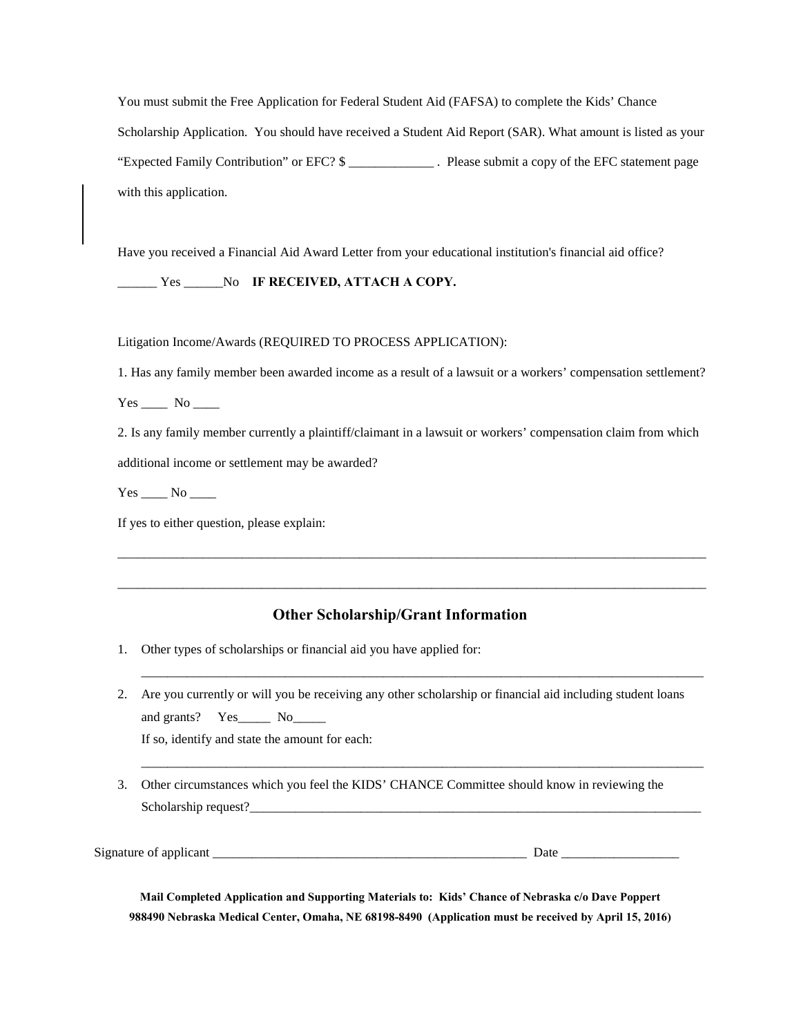You must submit the Free Application for Federal Student Aid (FAFSA) to complete the Kids' Chance Scholarship Application. You should have received a Student Aid Report (SAR). What amount is listed as your "Expected Family Contribution" or EFC? $ _____________ . Please submit a copy of the EFC statement page with this application.

Have you received a Financial Aid Award Letter from your educational institution's financial aid office?

______ Yes ______No **IF RECEIVED, ATTACH A COPY.**

Litigation Income/Awards (REQUIRED TO PROCESS APPLICATION):

1. Has any family member been awarded income as a result of a lawsuit or a workers' compensation settlement?

Yes ____ No ____

2. Is any family member currently a plaintiff/claimant in a lawsuit or workers' compensation claim from which additional income or settlement may be awarded?

Yes ____ No ____

If yes to either question, please explain:

_____________________________________________________________________________________________

_____________________________________________________________________________________________

## Other Scholarship/Grant Information

1. Other types of scholarships or financial aid you have applied for:
   _________________________________________________________________________________________
2. Are you currently or will you be receiving any other scholarship or financial aid including student loans and grants? Yes_____ No_____
   If so, identify and state the amount for each:
   _________________________________________________________________________________________
3. Other circumstances which you feel the KIDS' CHANCE Committee should know in reviewing the Scholarship request?_______________________________________________________________________

Signature of applicant _______________________________________________ Date _________________

**Mail Completed Application and Supporting Materials to: Kids' Chance of Nebraska c/o Dave Poppert**
**988490 Nebraska Medical Center, Omaha, NE 68198-8490 (Application must be received by April 15, 2016)**